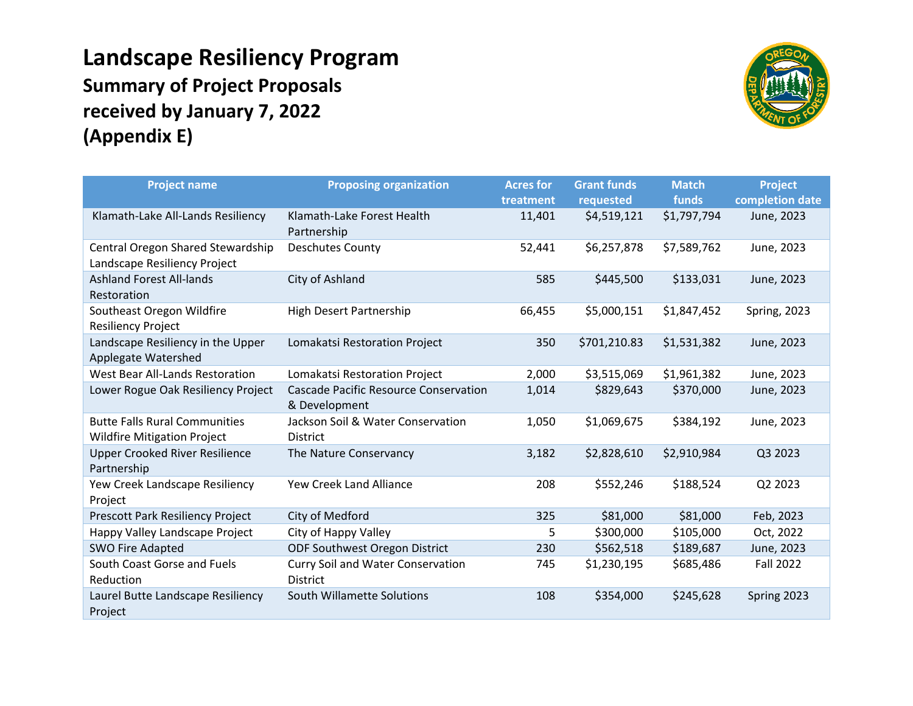# Landscape Resiliency Program

## Summary of Project Proposals received by January 7, 2022 (Appendix E)

| Project name | Proposing organization | Acres for treatment | Grant funds requested | Match funds | Project completion date |
|---|---|---|---|---|---|
| Klamath-Lake All-Lands Resiliency | Klamath-Lake Forest Health Partnership | 11,401 | $4,519,121 | $1,797,794 | June, 2023 |
| Central Oregon Shared Stewardship Landscape Resiliency Project | Deschutes County | 52,441 | $6,257,878 | $7,589,762 | June, 2023 |
| Ashland Forest All-lands Restoration | City of Ashland | 585 | $445,500 | $133,031 | June, 2023 |
| Southeast Oregon Wildfire Resiliency Project | High Desert Partnership | 66,455 | $5,000,151 | $1,847,452 | Spring, 2023 |
| Landscape Resiliency in the Upper Applegate Watershed | Lomakatsi Restoration Project | 350 | $701,210.83 | $1,531,382 | June, 2023 |
| West Bear All-Lands Restoration | Lomakatsi Restoration Project | 2,000 | $3,515,069 | $1,961,382 | June, 2023 |
| Lower Rogue Oak Resiliency Project | Cascade Pacific Resource Conservation & Development | 1,014 | $829,643 | $370,000 | June, 2023 |
| Butte Falls Rural Communities Wildfire Mitigation Project | Jackson Soil & Water Conservation District | 1,050 | $1,069,675 | $384,192 | June, 2023 |
| Upper Crooked River Resilience Partnership | The Nature Conservancy | 3,182 | $2,828,610 | $2,910,984 | Q3 2023 |
| Yew Creek Landscape Resiliency Project | Yew Creek Land Alliance | 208 | $552,246 | $188,524 | Q2 2023 |
| Prescott Park Resiliency Project | City of Medford | 325 | $81,000 | $81,000 | Feb, 2023 |
| Happy Valley Landscape Project | City of Happy Valley | 5 | $300,000 | $105,000 | Oct, 2022 |
| SWO Fire Adapted | ODF Southwest Oregon District | 230 | $562,518 | $189,687 | June, 2023 |
| South Coast Gorse and Fuels Reduction | Curry Soil and Water Conservation District | 745 | $1,230,195 | $685,486 | Fall 2022 |
| Laurel Butte Landscape Resiliency Project | South Willamette Solutions | 108 | $354,000 | $245,628 | Spring 2023 |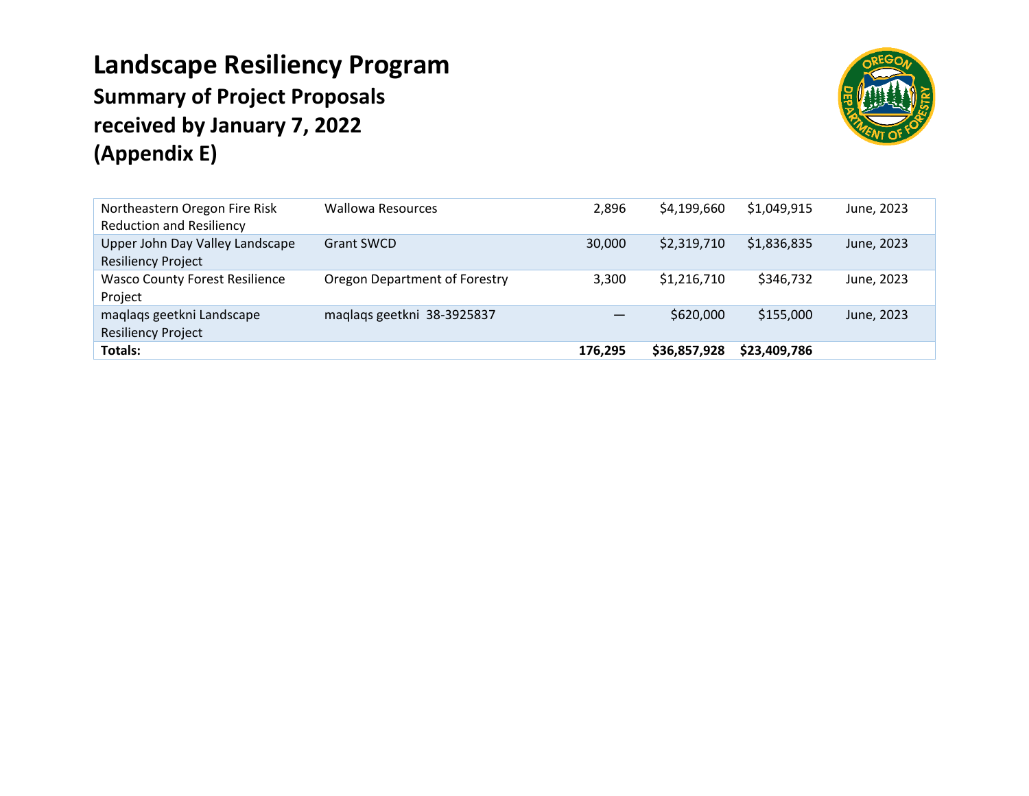# Landscape Resiliency Program
## Summary of Project Proposals received by January 7, 2022 (Appendix E)

| | | | | | |
|---|---|---|---|---|---|
| Northeastern Oregon Fire Risk Reduction and Resiliency | Wallowa Resources | 2,896 | $4,199,660 | $1,049,915 | June, 2023 |
| Upper John Day Valley Landscape Resiliency Project | Grant SWCD | 30,000 | $2,319,710 | $1,836,835 | June, 2023 |
| Wasco County Forest Resilience Project | Oregon Department of Forestry | 3,300 | $1,216,710 | $346,732 | June, 2023 |
| maqlaqs geetkni Landscape Resiliency Project | maqlaqs geetkni 38-3925837 | — | $620,000 | $155,000 | June, 2023 |
| **Totals:** | | **176,295** | **$36,857,928** | **$23,409,786** | |